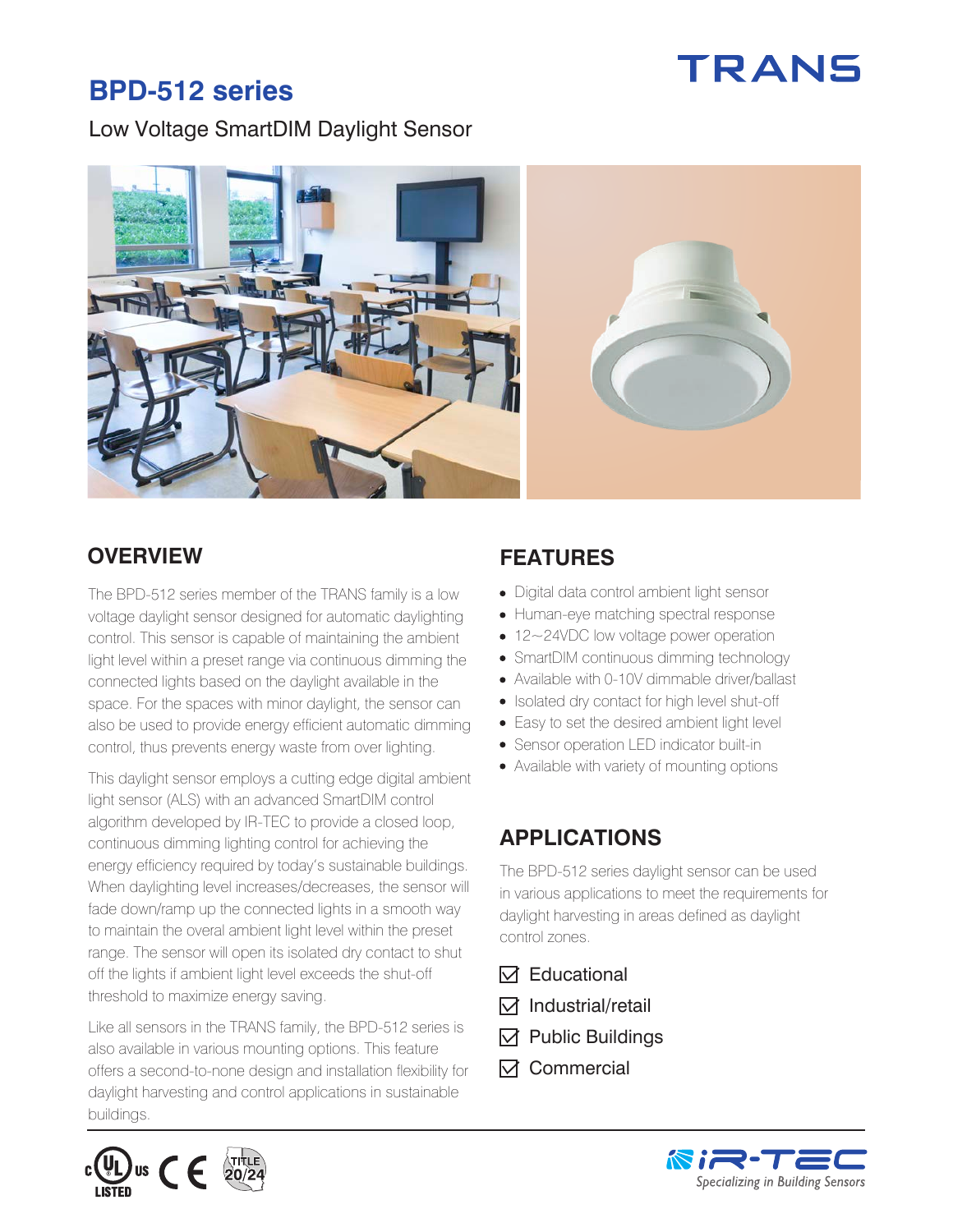# BPD-512 series

Low Voltage SmartDIM Daylight Sensor

## OVERVIEW

The BPD-512 series member of the TRANS family is a low voltage daylight sensor designed for automatic daylighting control. This sensor is capable of maintaining the ambient light level within a preset range via continuous dimming the connected lights based on the daylight available in the space. For the spaces with minor daylight, the sensor can also be used to provide energy efficient automatic dimming control, thus prevents energy waste from over lighting.

This daylight sensor employs a cutting edge digital ambient light sensor (ALS) with an advanced SmartDIM control algorithm developed by IR-TEC to provide a closed loop, continuous dimming lighting control for achieving the energy efficiency required by today's sustainable buildings. When daylighting level increases/decreases, the sensor will fade down/ramp up the connected lights in a smooth way to maintain the overal ambient light level within the preset range. The sensor will open its isolated dry contact to shut off the lights if ambient light level exceeds the shut-off threshold to maximize energy saving.

Like all sensors in the TRANS family, the BPD-512 series is also available in various mounting options. This feature offers a second-to-none design and installation flexibility for daylight harvesting and control applications in sustainable buildings.

## FEATURES

- Digital data control ambient light sensor
- Human-eye matching spectral response
- 12~24VDC low voltage power operation
- SmartDIM continuous dimming technology
- Available with 0-10V dimmable driver/ballast
- Isolated dry contact for high level shut-off
- Easy to set the desired ambient light level
- Sensor operation LED indicator built-in
- Available with variety of mounting options

## APPLICATIONS

The BPD-512 series daylight sensor can be used in various applications to meet the requirements for daylight harvesting in areas defined as daylight control zones.

- ☑ Educational
- ☑ Industrial/retail
- ☑ Public Buildings
- ☑ Commercial

c UL us LISTED · CE · TITLE 20/24

IR-TEC Specializing in Building Sensors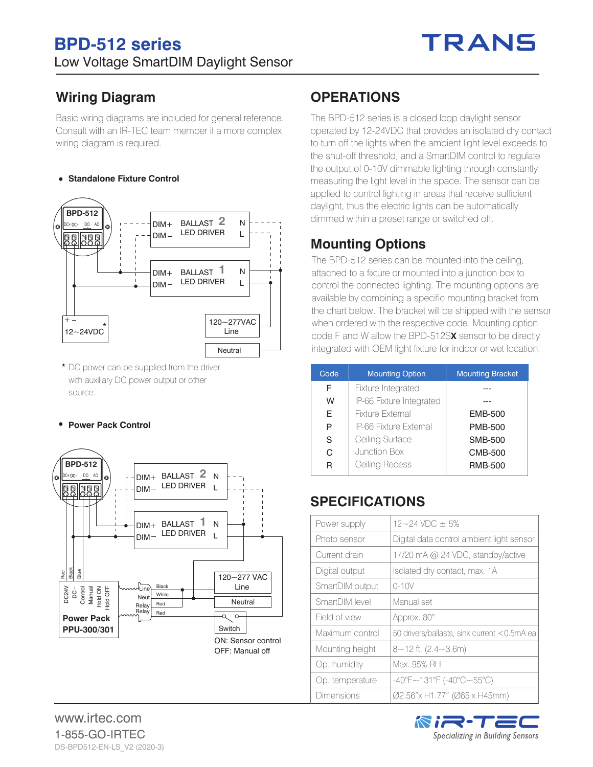# BPD-512 series

Low Voltage SmartDIM Daylight Sensor

## Wiring Diagram

Basic wiring diagrams are included for general reference. Consult with an IR-TEC team member if a more complex wiring diagram is required.

- **Standalone Fixture Control**

BPD-512
DC+ DC- DO AO
DIM+ DIM– BALLAST 2 LED DRIVER N L
DIM+ DIM– BALLAST 1 LED DRIVER N L
+ – 12~24VDC *
120~277VAC Line
Neutral

\* DC power can be supplied from the driver with auxiliary DC power output or other source.

- **Power Pack Control**

BPD-512
DC+ DC- DO AO
DIM+ DIM– BALLAST 2 LED DRIVER N L
DIM+ DIM– BALLAST 1 LED DRIVER N L
Red Black Blue
DC24V DC– Control Manual Hold ON Hold OFF
Line Neut Relay Relay
Black White Red Red
Power Pack PPU-300/301
120~277 VAC Line
Neutral
Switch
ON: Sensor control
OFF: Manual off

## OPERATIONS

The BPD-512 series is a closed loop daylight sensor operated by 12-24VDC that provides an isolated dry contact to turn off the lights when the ambient light level exceeds to the shut-off threshold, and a SmartDIM control to regulate the output of 0-10V dimmable lighting through constantly measuring the light level in the space. The sensor can be applied to control lighting in areas that receive sufficient daylight, thus the electric lights can be automatically dimmed within a preset range or switched off.

## Mounting Options

The BPD-512 series can be mounted into the ceiling, attached to a fixture or mounted into a junction box to control the connected lighting. The mounting options are available by combining a specific mounting bracket from the chart below. The bracket will be shipped with the sensor when ordered with the respective code. Mounting option code F and W allow the BPD-512S**X** sensor to be directly integrated with OEM light fixture for indoor or wet location.

| Code | Mounting Option | Mounting Bracket |
|---|---|---|
| F | Fixture Integrated | --- |
| W | IP-66 Fixture Integrated | --- |
| E | Fixture External | EMB-500 |
| P | IP-66 Fixture External | PMB-500 |
| S | Ceiling Surface | SMB-500 |
| C | Junction Box | CMB-500 |
| R | Ceiling Recess | RMB-500 |

## SPECIFICATIONS

| | |
|---|---|
| Power supply | 12~24 VDC ± 5% |
| Photo sensor | Digital data control ambient light sensor |
| Current drain | 17/20 mA @ 24 VDC, standby/active |
| Digital output | Isolated dry contact, max. 1A |
| SmartDIM output | 0-10V |
| SmartDIM level | Manual set |
| Field of view | Approx. 80° |
| Maximum control | 50 drivers/ballasts, sink current <0.5mA ea. |
| Mounting height | 8~12 ft. (2.4~3.6m) |
| Op. humidity | Max. 95% RH |
| Op. temperature | -40°F~131°F (-40°C~55°C) |
| Dimensions | Ø2.56"x H1.77" (Ø65 x H45mm) |

www.irtec.com
1-855-GO-IRTEC
DS-BPD512-EN-LS_V2 (2020-3)

IR-TEC Specializing in Building Sensors